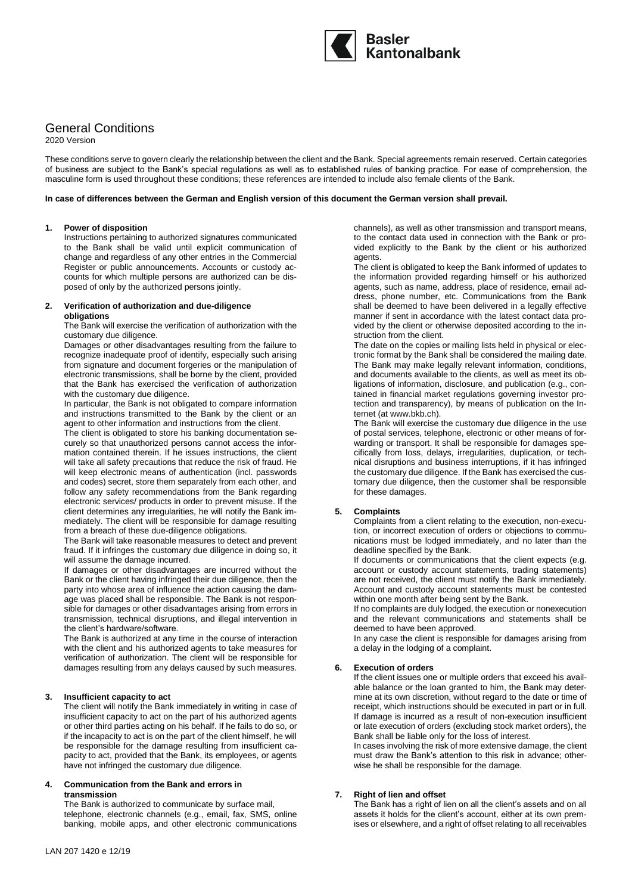# General Conditions

2020 Version

These conditions serve to govern clearly the relationship between the client and the Bank. Special agreements remain reserved. Certain categories of business are subject to the Bank's special regulations as well as to established rules of banking practice. For ease of comprehension, the masculine form is used throughout these conditions; these references are intended to include also female clients of the Bank.

**In case of differences between the German and English version of this document the German version shall prevail.**

## 1. Power of disposition

Instructions pertaining to authorized signatures communicated to the Bank shall be valid until explicit communication of change and regardless of any other entries in the Commercial Register or public announcements. Accounts or custody accounts for which multiple persons are authorized can be disposed of only by the authorized persons jointly.

## 2. Verification of authorization and due-diligence obligations

The Bank will exercise the verification of authorization with the customary due diligence.

Damages or other disadvantages resulting from the failure to recognize inadequate proof of identify, especially such arising from signature and document forgeries or the manipulation of electronic transmissions, shall be borne by the client, provided that the Bank has exercised the verification of authorization with the customary due diligence.

In particular, the Bank is not obligated to compare information and instructions transmitted to the Bank by the client or an agent to other information and instructions from the client.

The client is obligated to store his banking documentation securely so that unauthorized persons cannot access the information contained therein. If he issues instructions, the client will take all safety precautions that reduce the risk of fraud. He will keep electronic means of authentication (incl. passwords and codes) secret, store them separately from each other, and follow any safety recommendations from the Bank regarding electronic services/ products in order to prevent misuse. If the client determines any irregularities, he will notify the Bank immediately. The client will be responsible for damage resulting from a breach of these due-diligence obligations.

The Bank will take reasonable measures to detect and prevent fraud. If it infringes the customary due diligence in doing so, it will assume the damage incurred.

If damages or other disadvantages are incurred without the Bank or the client having infringed their due diligence, then the party into whose area of influence the action causing the damage was placed shall be responsible. The Bank is not responsible for damages or other disadvantages arising from errors in transmission, technical disruptions, and illegal intervention in the client's hardware/software.

The Bank is authorized at any time in the course of interaction with the client and his authorized agents to take measures for verification of authorization. The client will be responsible for damages resulting from any delays caused by such measures.

## 3. Insufficient capacity to act

The client will notify the Bank immediately in writing in case of insufficient capacity to act on the part of his authorized agents or other third parties acting on his behalf. If he fails to do so, or if the incapacity to act is on the part of the client himself, he will be responsible for the damage resulting from insufficient capacity to act, provided that the Bank, its employees, or agents have not infringed the customary due diligence.

## 4. Communication from the Bank and errors in transmission

The Bank is authorized to communicate by surface mail, telephone, electronic channels (e.g., email, fax, SMS, online banking, mobile apps, and other electronic communications channels), as well as other transmission and transport means, to the contact data used in connection with the Bank or provided explicitly to the Bank by the client or his authorized agents.

The client is obligated to keep the Bank informed of updates to the information provided regarding himself or his authorized agents, such as name, address, place of residence, email address, phone number, etc. Communications from the Bank shall be deemed to have been delivered in a legally effective manner if sent in accordance with the latest contact data provided by the client or otherwise deposited according to the instruction from the client.

The date on the copies or mailing lists held in physical or electronic format by the Bank shall be considered the mailing date. The Bank may make legally relevant information, conditions, and documents available to the clients, as well as meet its obligations of information, disclosure, and publication (e.g., contained in financial market regulations governing investor protection and transparency), by means of publication on the Internet (at www.bkb.ch).

The Bank will exercise the customary due diligence in the use of postal services, telephone, electronic or other means of forwarding or transport. It shall be responsible for damages specifically from loss, delays, irregularities, duplication, or technical disruptions and business interruptions, if it has infringed the customary due diligence. If the Bank has exercised the customary due diligence, then the customer shall be responsible for these damages.

## 5. Complaints

Complaints from a client relating to the execution, non-execution, or incorrect execution of orders or objections to communications must be lodged immediately, and no later than the deadline specified by the Bank.

If documents or communications that the client expects (e.g. account or custody account statements, trading statements) are not received, the client must notify the Bank immediately. Account and custody account statements must be contested within one month after being sent by the Bank.

If no complaints are duly lodged, the execution or nonexecution and the relevant communications and statements shall be deemed to have been approved.

In any case the client is responsible for damages arising from a delay in the lodging of a complaint.

## 6. Execution of orders

If the client issues one or multiple orders that exceed his available balance or the loan granted to him, the Bank may determine at its own discretion, without regard to the date or time of receipt, which instructions should be executed in part or in full. If damage is incurred as a result of non-execution insufficient or late execution of orders (excluding stock market orders), the Bank shall be liable only for the loss of interest.

In cases involving the risk of more extensive damage, the client must draw the Bank's attention to this risk in advance; otherwise he shall be responsible for the damage.

## 7. Right of lien and offset

The Bank has a right of lien on all the client's assets and on all assets it holds for the client's account, either at its own premises or elsewhere, and a right of offset relating to all receivables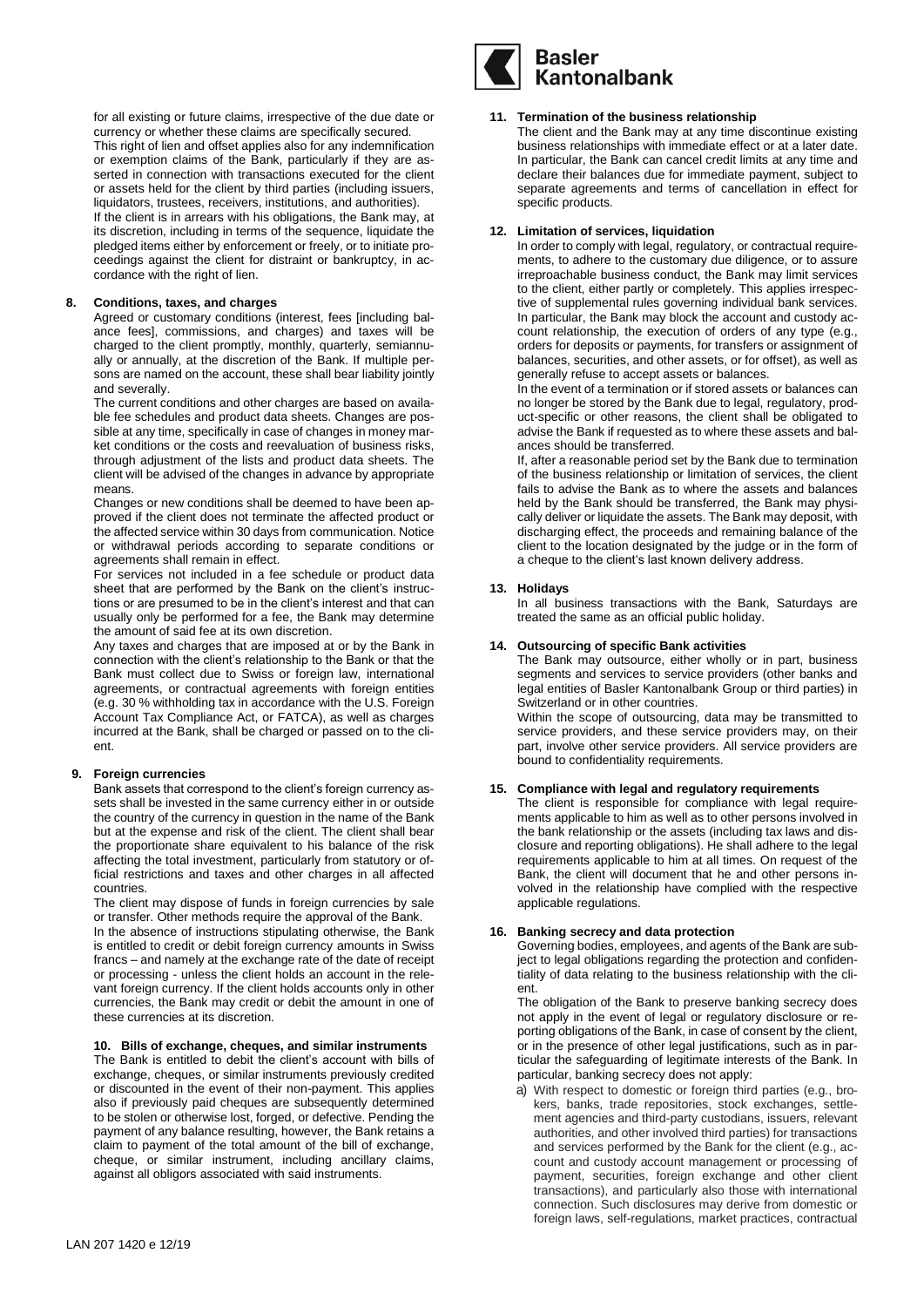for all existing or future claims, irrespective of the due date or currency or whether these claims are specifically secured.

This right of lien and offset applies also for any indemnification or exemption claims of the Bank, particularly if they are asserted in connection with transactions executed for the client or assets held for the client by third parties (including issuers, liquidators, trustees, receivers, institutions, and authorities).

If the client is in arrears with his obligations, the Bank may, at its discretion, including in terms of the sequence, liquidate the pledged items either by enforcement or freely, or to initiate proceedings against the client for distraint or bankruptcy, in accordance with the right of lien.

## 8. Conditions, taxes, and charges

Agreed or customary conditions (interest, fees [including balance fees], commissions, and charges) and taxes will be charged to the client promptly, monthly, quarterly, semiannually or annually, at the discretion of the Bank. If multiple persons are named on the account, these shall bear liability jointly and severally.

The current conditions and other charges are based on available fee schedules and product data sheets. Changes are possible at any time, specifically in case of changes in money market conditions or the costs and reevaluation of business risks, through adjustment of the lists and product data sheets. The client will be advised of the changes in advance by appropriate means.

Changes or new conditions shall be deemed to have been approved if the client does not terminate the affected product or the affected service within 30 days from communication. Notice or withdrawal periods according to separate conditions or agreements shall remain in effect.

For services not included in a fee schedule or product data sheet that are performed by the Bank on the client's instructions or are presumed to be in the client's interest and that can usually only be performed for a fee, the Bank may determine the amount of said fee at its own discretion.

Any taxes and charges that are imposed at or by the Bank in connection with the client's relationship to the Bank or that the Bank must collect due to Swiss or foreign law, international agreements, or contractual agreements with foreign entities (e.g. 30 % withholding tax in accordance with the U.S. Foreign Account Tax Compliance Act, or FATCA), as well as charges incurred at the Bank, shall be charged or passed on to the client.

## 9. Foreign currencies

Bank assets that correspond to the client's foreign currency assets shall be invested in the same currency either in or outside the country of the currency in question in the name of the Bank but at the expense and risk of the client. The client shall bear the proportionate share equivalent to his balance of the risk affecting the total investment, particularly from statutory or official restrictions and taxes and other charges in all affected countries.

The client may dispose of funds in foreign currencies by sale or transfer. Other methods require the approval of the Bank.

In the absence of instructions stipulating otherwise, the Bank is entitled to credit or debit foreign currency amounts in Swiss francs – and namely at the exchange rate of the date of receipt or processing - unless the client holds an account in the relevant foreign currency. If the client holds accounts only in other currencies, the Bank may credit or debit the amount in one of these currencies at its discretion.

## 10. Bills of exchange, cheques, and similar instruments

The Bank is entitled to debit the client's account with bills of exchange, cheques, or similar instruments previously credited or discounted in the event of their non-payment. This applies also if previously paid cheques are subsequently determined to be stolen or otherwise lost, forged, or defective. Pending the payment of any balance resulting, however, the Bank retains a claim to payment of the total amount of the bill of exchange, cheque, or similar instrument, including ancillary claims, against all obligors associated with said instruments.

## 11. Termination of the business relationship

The client and the Bank may at any time discontinue existing business relationships with immediate effect or at a later date. In particular, the Bank can cancel credit limits at any time and declare their balances due for immediate payment, subject to separate agreements and terms of cancellation in effect for specific products.

## 12. Limitation of services, liquidation

In order to comply with legal, regulatory, or contractual requirements, to adhere to the customary due diligence, or to assure irreproachable business conduct, the Bank may limit services to the client, either partly or completely. This applies irrespective of supplemental rules governing individual bank services. In particular, the Bank may block the account and custody account relationship, the execution of orders of any type (e.g., orders for deposits or payments, for transfers or assignment of balances, securities, and other assets, or for offset), as well as generally refuse to accept assets or balances.

In the event of a termination or if stored assets or balances can no longer be stored by the Bank due to legal, regulatory, product-specific or other reasons, the client shall be obligated to advise the Bank if requested as to where these assets and balances should be transferred.

If, after a reasonable period set by the Bank due to termination of the business relationship or limitation of services, the client fails to advise the Bank as to where the assets and balances held by the Bank should be transferred, the Bank may physically deliver or liquidate the assets. The Bank may deposit, with discharging effect, the proceeds and remaining balance of the client to the location designated by the judge or in the form of a cheque to the client's last known delivery address.

## 13. Holidays

In all business transactions with the Bank, Saturdays are treated the same as an official public holiday.

## 14. Outsourcing of specific Bank activities

The Bank may outsource, either wholly or in part, business segments and services to service providers (other banks and legal entities of Basler Kantonalbank Group or third parties) in Switzerland or in other countries.

Within the scope of outsourcing, data may be transmitted to service providers, and these service providers may, on their part, involve other service providers. All service providers are bound to confidentiality requirements.

## 15. Compliance with legal and regulatory requirements

The client is responsible for compliance with legal requirements applicable to him as well as to other persons involved in the bank relationship or the assets (including tax laws and disclosure and reporting obligations). He shall adhere to the legal requirements applicable to him at all times. On request of the Bank, the client will document that he and other persons involved in the relationship have complied with the respective applicable regulations.

## 16. Banking secrecy and data protection

Governing bodies, employees, and agents of the Bank are subject to legal obligations regarding the protection and confidentiality of data relating to the business relationship with the client.

The obligation of the Bank to preserve banking secrecy does not apply in the event of legal or regulatory disclosure or reporting obligations of the Bank, in case of consent by the client, or in the presence of other legal justifications, such as in particular the safeguarding of legitimate interests of the Bank. In particular, banking secrecy does not apply:

a) With respect to domestic or foreign third parties (e.g., brokers, banks, trade repositories, stock exchanges, settlement agencies and third-party custodians, issuers, relevant authorities, and other involved third parties) for transactions and services performed by the Bank for the client (e.g., account and custody account management or processing of payment, securities, foreign exchange and other client transactions), and particularly also those with international connection. Such disclosures may derive from domestic or foreign laws, self-regulations, market practices, contractual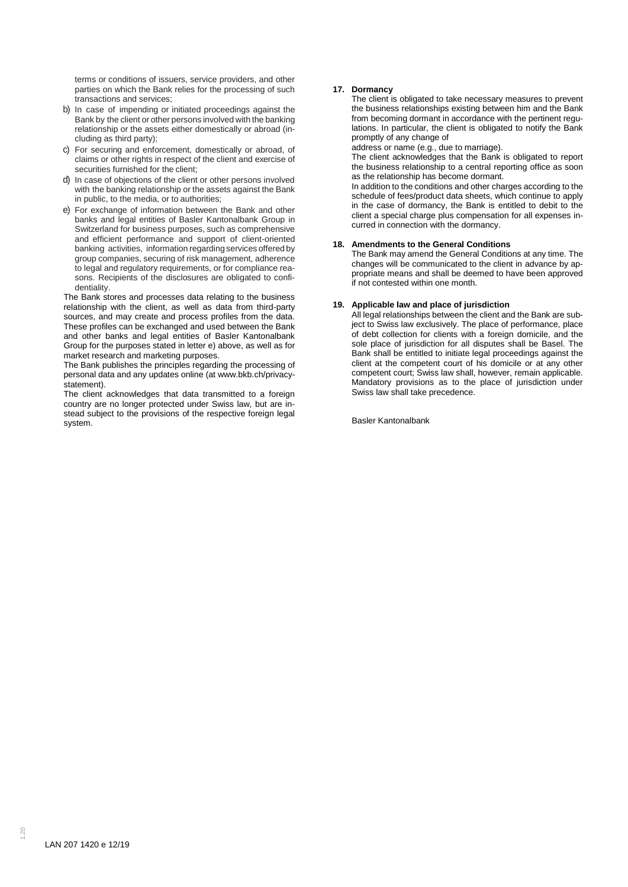terms or conditions of issuers, service providers, and other parties on which the Bank relies for the processing of such transactions and services;

b) In case of impending or initiated proceedings against the Bank by the client or other persons involved with the banking relationship or the assets either domestically or abroad (including as third party);

c) For securing and enforcement, domestically or abroad, of claims or other rights in respect of the client and exercise of securities furnished for the client;

d) In case of objections of the client or other persons involved with the banking relationship or the assets against the Bank in public, to the media, or to authorities;

e) For exchange of information between the Bank and other banks and legal entities of Basler Kantonalbank Group in Switzerland for business purposes, such as comprehensive and efficient performance and support of client-oriented banking activities, information regarding services offered by group companies, securing of risk management, adherence to legal and regulatory requirements, or for compliance reasons. Recipients of the disclosures are obligated to confidentiality.

The Bank stores and processes data relating to the business relationship with the client, as well as data from third-party sources, and may create and process profiles from the data. These profiles can be exchanged and used between the Bank and other banks and legal entities of Basler Kantonalbank Group for the purposes stated in letter e) above, as well as for market research and marketing purposes.

The Bank publishes the principles regarding the processing of personal data and any updates online (at www.bkb.ch/privacy-statement).

The client acknowledges that data transmitted to a foreign country are no longer protected under Swiss law, but are instead subject to the provisions of the respective foreign legal system.

**17. Dormancy**

The client is obligated to take necessary measures to prevent the business relationships existing between him and the Bank from becoming dormant in accordance with the pertinent regulations. In particular, the client is obligated to notify the Bank promptly of any change of address or name (e.g., due to marriage).

The client acknowledges that the Bank is obligated to report the business relationship to a central reporting office as soon as the relationship has become dormant.

In addition to the conditions and other charges according to the schedule of fees/product data sheets, which continue to apply in the case of dormancy, the Bank is entitled to debit to the client a special charge plus compensation for all expenses incurred in connection with the dormancy.

**18. Amendments to the General Conditions**

The Bank may amend the General Conditions at any time. The changes will be communicated to the client in advance by appropriate means and shall be deemed to have been approved if not contested within one month.

**19. Applicable law and place of jurisdiction**

All legal relationships between the client and the Bank are subject to Swiss law exclusively. The place of performance, place of debt collection for clients with a foreign domicile, and the sole place of jurisdiction for all disputes shall be Basel. The Bank shall be entitled to initiate legal proceedings against the client at the competent court of his domicile or at any other competent court; Swiss law shall, however, remain applicable. Mandatory provisions as to the place of jurisdiction under Swiss law shall take precedence.

Basler Kantonalbank

LAN 207 1420 e 12/19